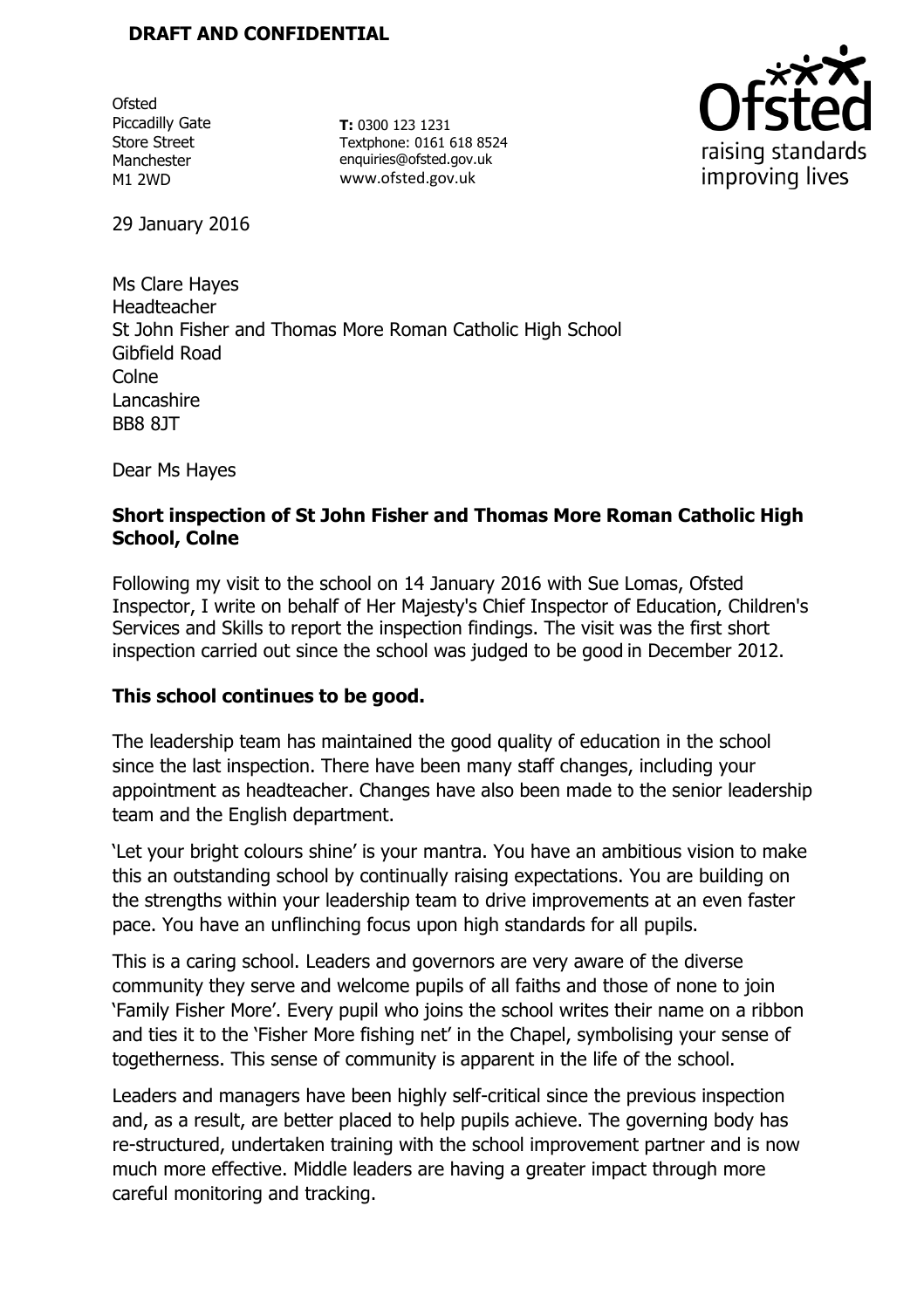**DRAFT AND CONFIDENTIAL**

Ofsted
Piccadilly Gate
Store Street
Manchester
M1 2WD

**T:** 0300 123 1231
Textphone: 0161 618 8524
enquiries@ofsted.gov.uk
www.ofsted.gov.uk

29 January 2016

Ms Clare Hayes
Headteacher
St John Fisher and Thomas More Roman Catholic High School
Gibfield Road
Colne
Lancashire
BB8 8JT

Dear Ms Hayes

**Short inspection of St John Fisher and Thomas More Roman Catholic High School, Colne**

Following my visit to the school on 14 January 2016 with Sue Lomas, Ofsted Inspector, I write on behalf of Her Majesty's Chief Inspector of Education, Children's Services and Skills to report the inspection findings. The visit was the first short inspection carried out since the school was judged to be good in December 2012.

**This school continues to be good.**

The leadership team has maintained the good quality of education in the school since the last inspection. There have been many staff changes, including your appointment as headteacher. Changes have also been made to the senior leadership team and the English department.

'Let your bright colours shine' is your mantra. You have an ambitious vision to make this an outstanding school by continually raising expectations. You are building on the strengths within your leadership team to drive improvements at an even faster pace. You have an unflinching focus upon high standards for all pupils.

This is a caring school. Leaders and governors are very aware of the diverse community they serve and welcome pupils of all faiths and those of none to join 'Family Fisher More'. Every pupil who joins the school writes their name on a ribbon and ties it to the 'Fisher More fishing net' in the Chapel, symbolising your sense of togetherness. This sense of community is apparent in the life of the school.

Leaders and managers have been highly self-critical since the previous inspection and, as a result, are better placed to help pupils achieve. The governing body has re-structured, undertaken training with the school improvement partner and is now much more effective. Middle leaders are having a greater impact through more careful monitoring and tracking.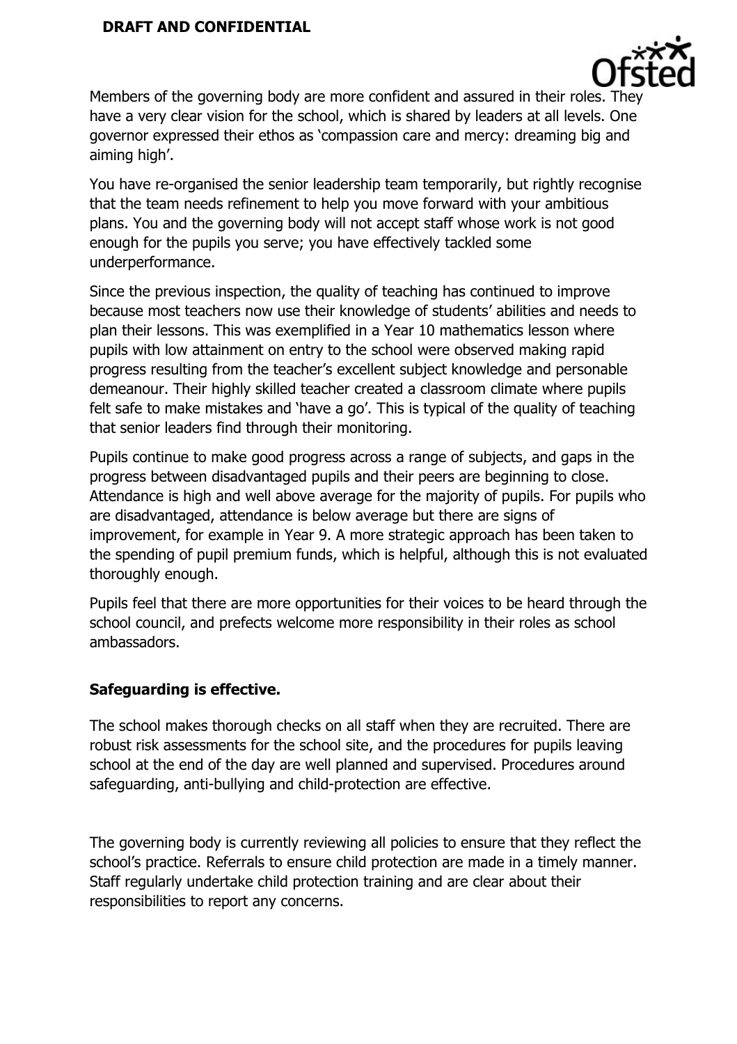Members of the governing body are more confident and assured in their roles. They have a very clear vision for the school, which is shared by leaders at all levels. One governor expressed their ethos as 'compassion care and mercy: dreaming big and aiming high'.

You have re-organised the senior leadership team temporarily, but rightly recognise that the team needs refinement to help you move forward with your ambitious plans. You and the governing body will not accept staff whose work is not good enough for the pupils you serve; you have effectively tackled some underperformance.

Since the previous inspection, the quality of teaching has continued to improve because most teachers now use their knowledge of students' abilities and needs to plan their lessons. This was exemplified in a Year 10 mathematics lesson where pupils with low attainment on entry to the school were observed making rapid progress resulting from the teacher's excellent subject knowledge and personable demeanour. Their highly skilled teacher created a classroom climate where pupils felt safe to make mistakes and 'have a go'. This is typical of the quality of teaching that senior leaders find through their monitoring.

Pupils continue to make good progress across a range of subjects, and gaps in the progress between disadvantaged pupils and their peers are beginning to close. Attendance is high and well above average for the majority of pupils. For pupils who are disadvantaged, attendance is below average but there are signs of improvement, for example in Year 9. A more strategic approach has been taken to the spending of pupil premium funds, which is helpful, although this is not evaluated thoroughly enough.

Pupils feel that there are more opportunities for their voices to be heard through the school council, and prefects welcome more responsibility in their roles as school ambassadors.

## Safeguarding is effective.

The school makes thorough checks on all staff when they are recruited. There are robust risk assessments for the school site, and the procedures for pupils leaving school at the end of the day are well planned and supervised. Procedures around safeguarding, anti-bullying and child-protection are effective.

The governing body is currently reviewing all policies to ensure that they reflect the school's practice. Referrals to ensure child protection are made in a timely manner. Staff regularly undertake child protection training and are clear about their responsibilities to report any concerns.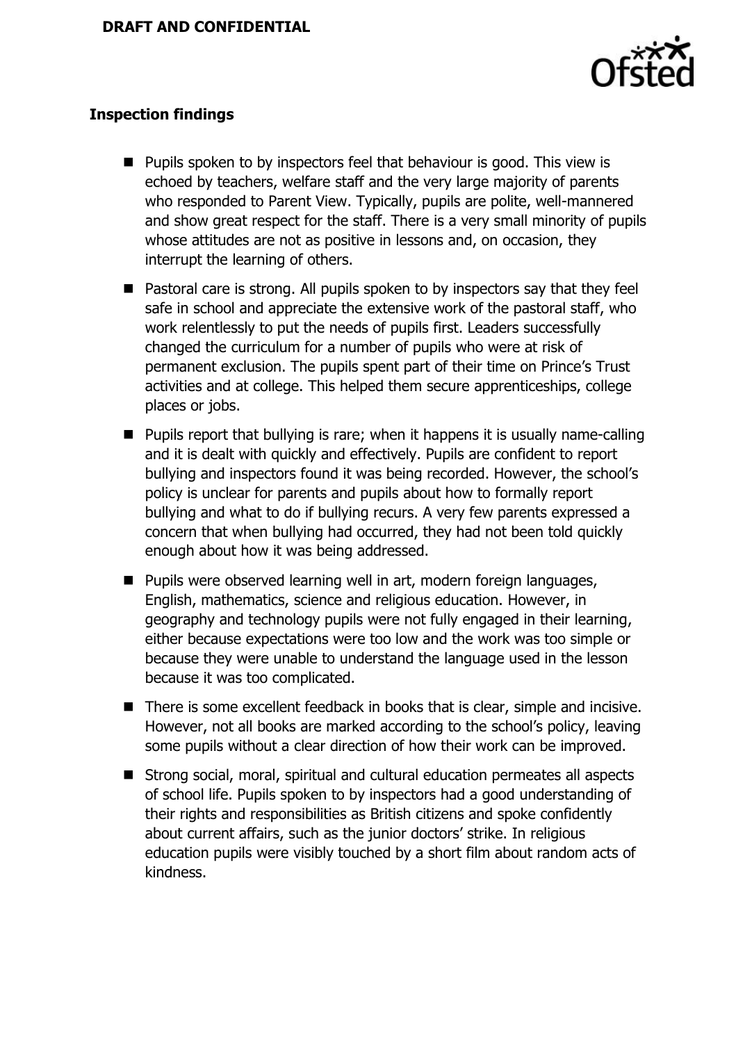**Inspection findings**

- Pupils spoken to by inspectors feel that behaviour is good. This view is echoed by teachers, welfare staff and the very large majority of parents who responded to Parent View. Typically, pupils are polite, well-mannered and show great respect for the staff. There is a very small minority of pupils whose attitudes are not as positive in lessons and, on occasion, they interrupt the learning of others.
- Pastoral care is strong. All pupils spoken to by inspectors say that they feel safe in school and appreciate the extensive work of the pastoral staff, who work relentlessly to put the needs of pupils first. Leaders successfully changed the curriculum for a number of pupils who were at risk of permanent exclusion. The pupils spent part of their time on Prince's Trust activities and at college. This helped them secure apprenticeships, college places or jobs.
- Pupils report that bullying is rare; when it happens it is usually name-calling and it is dealt with quickly and effectively. Pupils are confident to report bullying and inspectors found it was being recorded. However, the school's policy is unclear for parents and pupils about how to formally report bullying and what to do if bullying recurs. A very few parents expressed a concern that when bullying had occurred, they had not been told quickly enough about how it was being addressed.
- Pupils were observed learning well in art, modern foreign languages, English, mathematics, science and religious education. However, in geography and technology pupils were not fully engaged in their learning, either because expectations were too low and the work was too simple or because they were unable to understand the language used in the lesson because it was too complicated.
- There is some excellent feedback in books that is clear, simple and incisive. However, not all books are marked according to the school's policy, leaving some pupils without a clear direction of how their work can be improved.
- Strong social, moral, spiritual and cultural education permeates all aspects of school life. Pupils spoken to by inspectors had a good understanding of their rights and responsibilities as British citizens and spoke confidently about current affairs, such as the junior doctors' strike. In religious education pupils were visibly touched by a short film about random acts of kindness.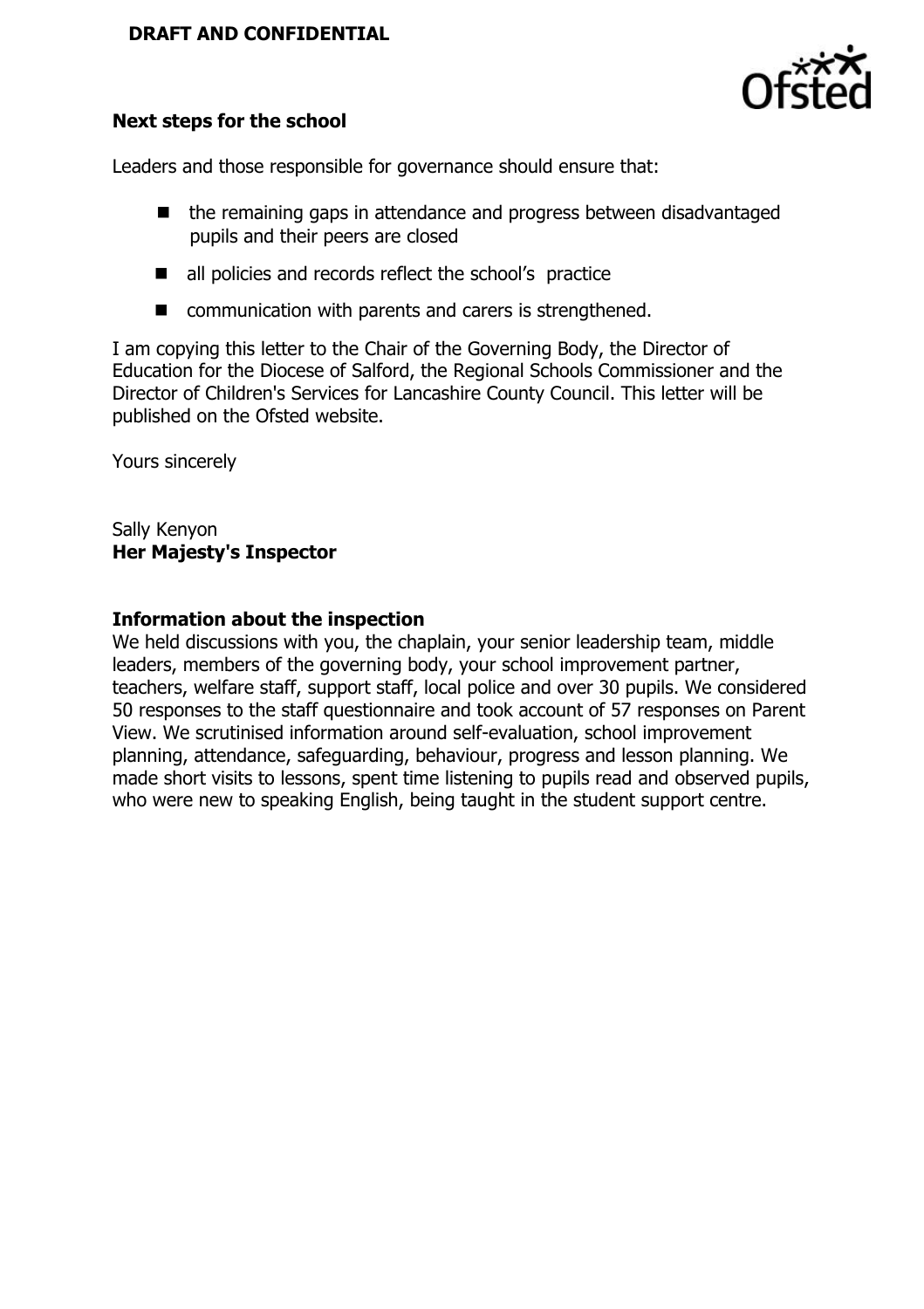### Next steps for the school

Leaders and those responsible for governance should ensure that:

- the remaining gaps in attendance and progress between disadvantaged pupils and their peers are closed
- all policies and records reflect the school's practice
- communication with parents and carers is strengthened.

I am copying this letter to the Chair of the Governing Body, the Director of Education for the Diocese of Salford, the Regional Schools Commissioner and the Director of Children's Services for Lancashire County Council. This letter will be published on the Ofsted website.

Yours sincerely

Sally Kenyon
**Her Majesty's Inspector**

### Information about the inspection

We held discussions with you, the chaplain, your senior leadership team, middle leaders, members of the governing body, your school improvement partner, teachers, welfare staff, support staff, local police and over 30 pupils. We considered 50 responses to the staff questionnaire and took account of 57 responses on Parent View. We scrutinised information around self-evaluation, school improvement planning, attendance, safeguarding, behaviour, progress and lesson planning. We made short visits to lessons, spent time listening to pupils read and observed pupils, who were new to speaking English, being taught in the student support centre.